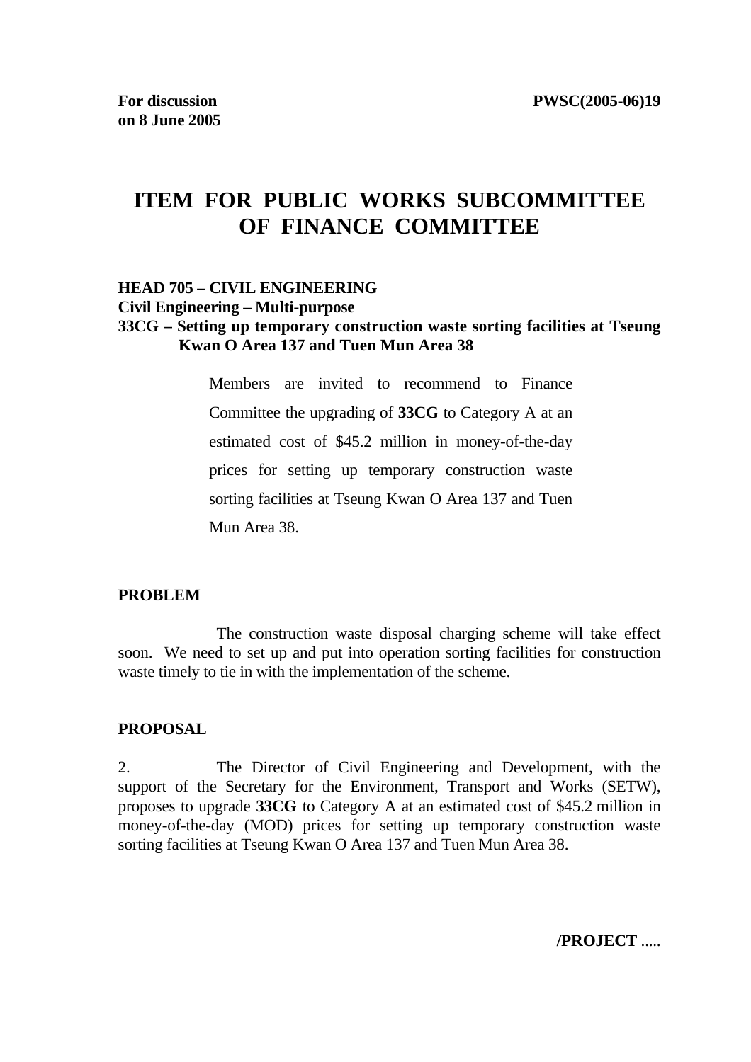**For discussion on 8 June 2005** **PWSC(2005-06)19**

# ITEM FOR PUBLIC WORKS SUBCOMMITTEE OF FINANCE COMMITTEE

**HEAD 705 – CIVIL ENGINEERING**
**Civil Engineering – Multi-purpose**
**33CG – Setting up temporary construction waste sorting facilities at Tseung Kwan O Area 137 and Tuen Mun Area 38**

Members are invited to recommend to Finance Committee the upgrading of **33CG** to Category A at an estimated cost of $45.2 million in money-of-the-day prices for setting up temporary construction waste sorting facilities at Tseung Kwan O Area 137 and Tuen Mun Area 38.

## PROBLEM

The construction waste disposal charging scheme will take effect soon. We need to set up and put into operation sorting facilities for construction waste timely to tie in with the implementation of the scheme.

## PROPOSAL

2. The Director of Civil Engineering and Development, with the support of the Secretary for the Environment, Transport and Works (SETW), proposes to upgrade **33CG** to Category A at an estimated cost of $45.2 million in money-of-the-day (MOD) prices for setting up temporary construction waste sorting facilities at Tseung Kwan O Area 137 and Tuen Mun Area 38.

**/PROJECT** .....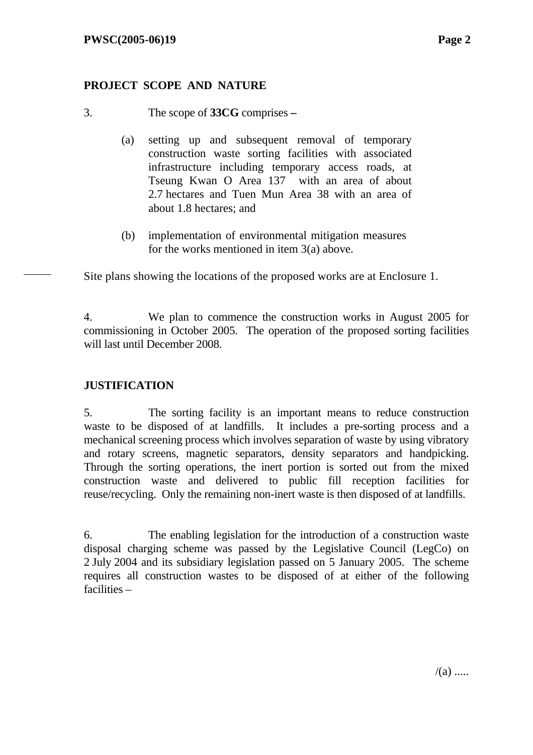## PROJECT SCOPE AND NATURE

3. The scope of **33CG** comprises –

(a) setting up and subsequent removal of temporary construction waste sorting facilities with associated infrastructure including temporary access roads, at Tseung Kwan O Area 137 with an area of about 2.7 hectares and Tuen Mun Area 38 with an area of about 1.8 hectares; and

(b) implementation of environmental mitigation measures for the works mentioned in item 3(a) above.

Site plans showing the locations of the proposed works are at Enclosure 1.

4. We plan to commence the construction works in August 2005 for commissioning in October 2005. The operation of the proposed sorting facilities will last until December 2008.

## JUSTIFICATION

5. The sorting facility is an important means to reduce construction waste to be disposed of at landfills. It includes a pre-sorting process and a mechanical screening process which involves separation of waste by using vibratory and rotary screens, magnetic separators, density separators and handpicking. Through the sorting operations, the inert portion is sorted out from the mixed construction waste and delivered to public fill reception facilities for reuse/recycling. Only the remaining non-inert waste is then disposed of at landfills.

6. The enabling legislation for the introduction of a construction waste disposal charging scheme was passed by the Legislative Council (LegCo) on 2 July 2004 and its subsidiary legislation passed on 5 January 2005. The scheme requires all construction wastes to be disposed of at either of the following facilities –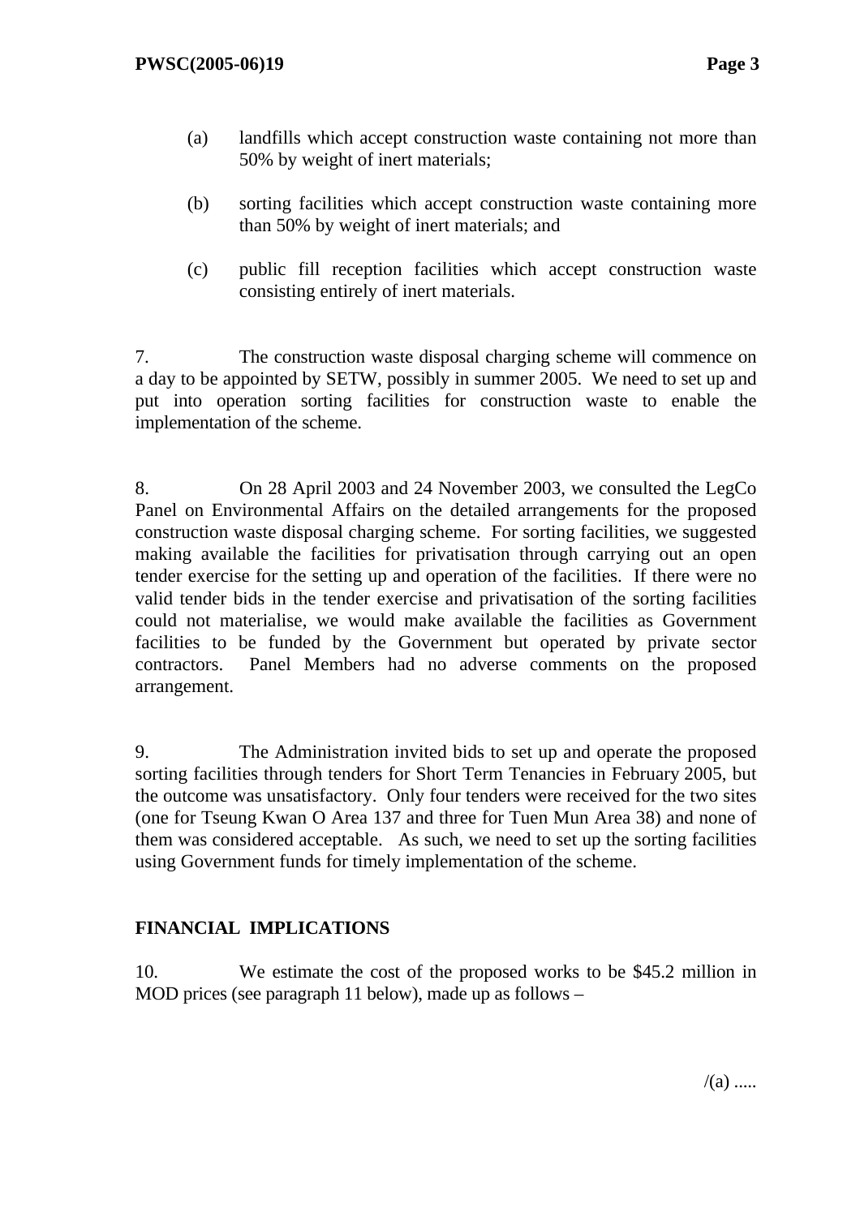(a) landfills which accept construction waste containing not more than 50% by weight of inert materials;

(b) sorting facilities which accept construction waste containing more than 50% by weight of inert materials; and

(c) public fill reception facilities which accept construction waste consisting entirely of inert materials.

7. The construction waste disposal charging scheme will commence on a day to be appointed by SETW, possibly in summer 2005. We need to set up and put into operation sorting facilities for construction waste to enable the implementation of the scheme.

8. On 28 April 2003 and 24 November 2003, we consulted the LegCo Panel on Environmental Affairs on the detailed arrangements for the proposed construction waste disposal charging scheme. For sorting facilities, we suggested making available the facilities for privatisation through carrying out an open tender exercise for the setting up and operation of the facilities. If there were no valid tender bids in the tender exercise and privatisation of the sorting facilities could not materialise, we would make available the facilities as Government facilities to be funded by the Government but operated by private sector contractors. Panel Members had no adverse comments on the proposed arrangement.

9. The Administration invited bids to set up and operate the proposed sorting facilities through tenders for Short Term Tenancies in February 2005, but the outcome was unsatisfactory. Only four tenders were received for the two sites (one for Tseung Kwan O Area 137 and three for Tuen Mun Area 38) and none of them was considered acceptable. As such, we need to set up the sorting facilities using Government funds for timely implementation of the scheme.

## FINANCIAL IMPLICATIONS

10. We estimate the cost of the proposed works to be $45.2 million in MOD prices (see paragraph 11 below), made up as follows –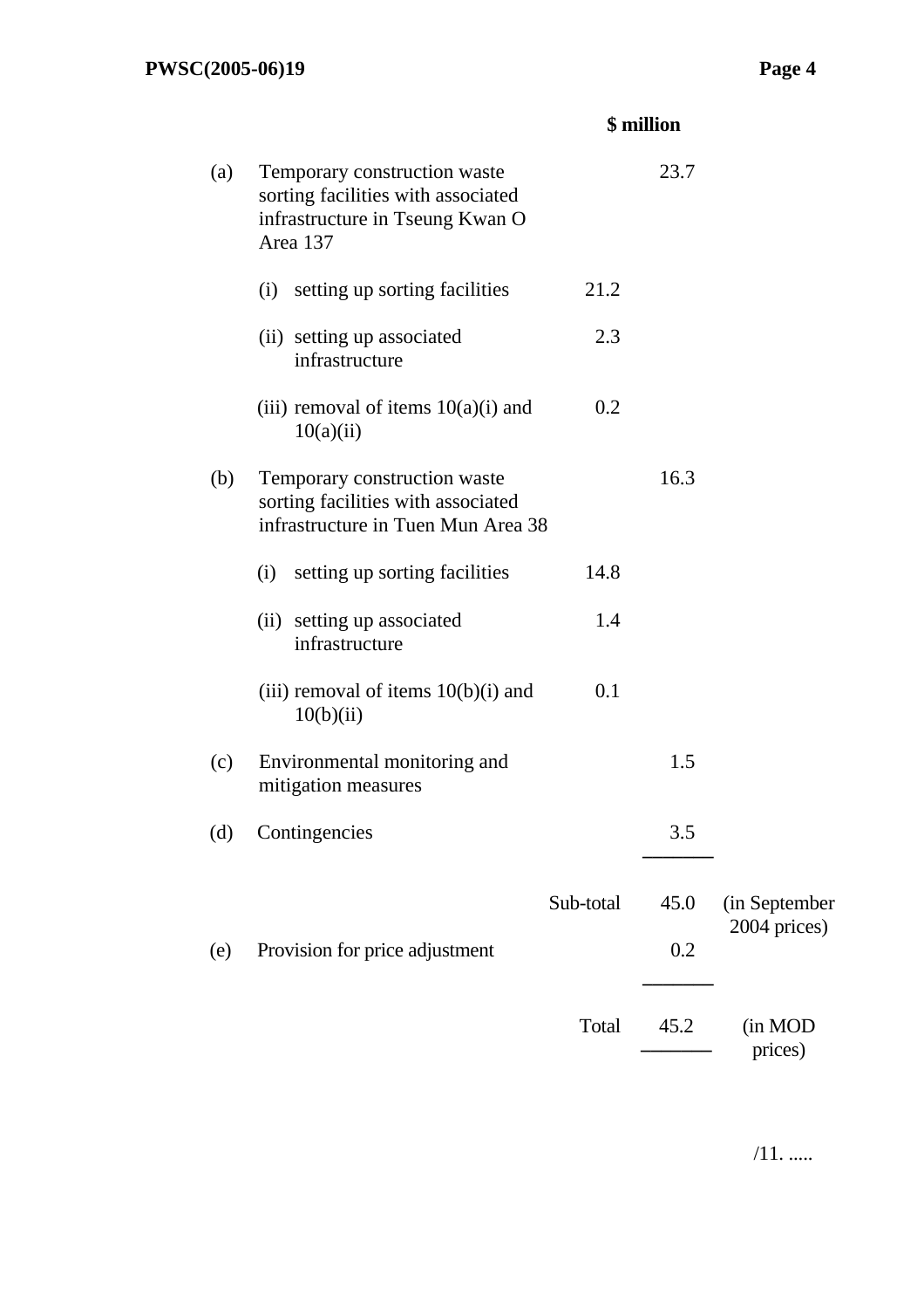| | | | $ million | |
|---|---|---|---|---|
| (a) | Temporary construction waste sorting facilities with associated infrastructure in Tseung Kwan O Area 137 | | 23.7 | |
| | (i) setting up sorting facilities | 21.2 | | |
| | (ii) setting up associated infrastructure | 2.3 | | |
| | (iii) removal of items 10(a)(i) and 10(a)(ii) | 0.2 | | |
| (b) | Temporary construction waste sorting facilities with associated infrastructure in Tuen Mun Area 38 | | 16.3 | |
| | (i) setting up sorting facilities | 14.8 | | |
| | (ii) setting up associated infrastructure | 1.4 | | |
| | (iii) removal of items 10(b)(i) and 10(b)(ii) | 0.1 | | |
| (c) | Environmental monitoring and mitigation measures | | 1.5 | |
| (d) | Contingencies | | 3.5 | |
| | | Sub-total | 45.0 | (in September 2004 prices) |
| (e) | Provision for price adjustment | | 0.2 | |
| | | Total | 45.2 | (in MOD prices) |

/11. .....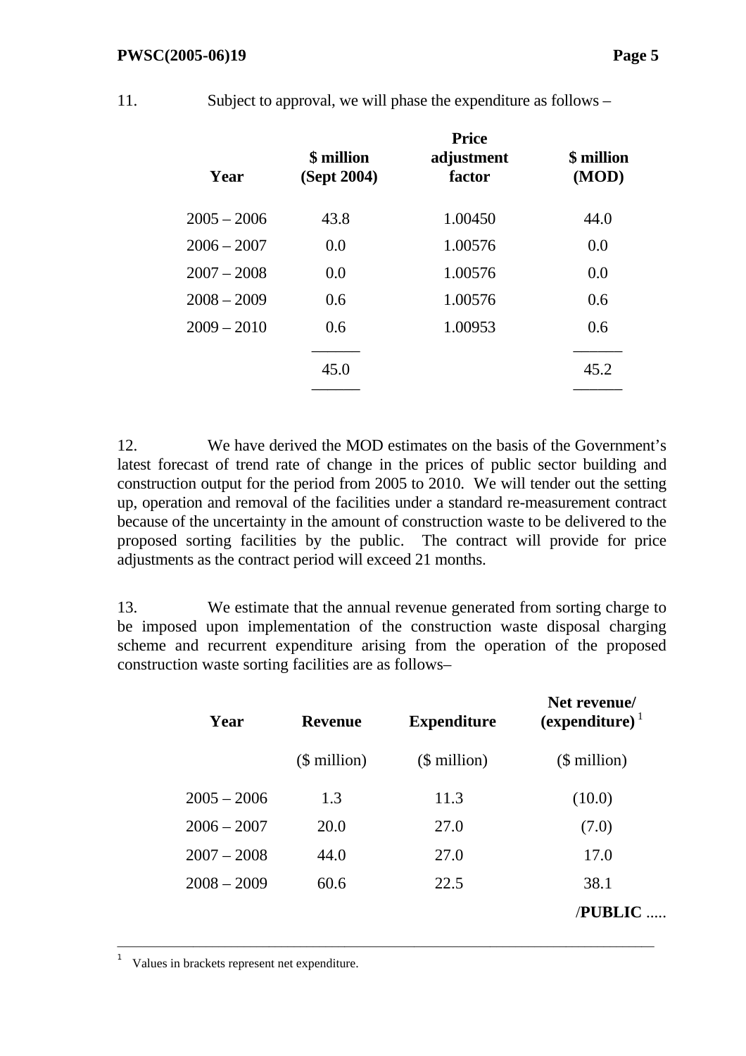11. Subject to approval, we will phase the expenditure as follows –

| Year | \$ million (Sept 2004) | Price adjustment factor | \$ million (MOD) |
|---|---|---|---|
| 2005 – 2006 | 43.8 | 1.00450 | 44.0 |
| 2006 – 2007 | 0.0 | 1.00576 | 0.0 |
| 2007 – 2008 | 0.0 | 1.00576 | 0.0 |
| 2008 – 2009 | 0.6 | 1.00576 | 0.6 |
| 2009 – 2010 | 0.6 | 1.00953 | 0.6 |
| | 45.0 | | 45.2 |

12. We have derived the MOD estimates on the basis of the Government's latest forecast of trend rate of change in the prices of public sector building and construction output for the period from 2005 to 2010. We will tender out the setting up, operation and removal of the facilities under a standard re-measurement contract because of the uncertainty in the amount of construction waste to be delivered to the proposed sorting facilities by the public. The contract will provide for price adjustments as the contract period will exceed 21 months.

13. We estimate that the annual revenue generated from sorting charge to be imposed upon implementation of the construction waste disposal charging scheme and recurrent expenditure arising from the operation of the proposed construction waste sorting facilities are as follows–

| Year | Revenue | Expenditure | Net revenue/ (expenditure) [1] |
|---|---|---|---|
| | (\$ million) | (\$ million) | (\$ million) |
| 2005 – 2006 | 1.3 | 11.3 | (10.0) |
| 2006 – 2007 | 20.0 | 27.0 | (7.0) |
| 2007 – 2008 | 44.0 | 27.0 | 17.0 |
| 2008 – 2009 | 60.6 | 22.5 | 38.1 |

/PUBLIC .....

[1] Values in brackets represent net expenditure.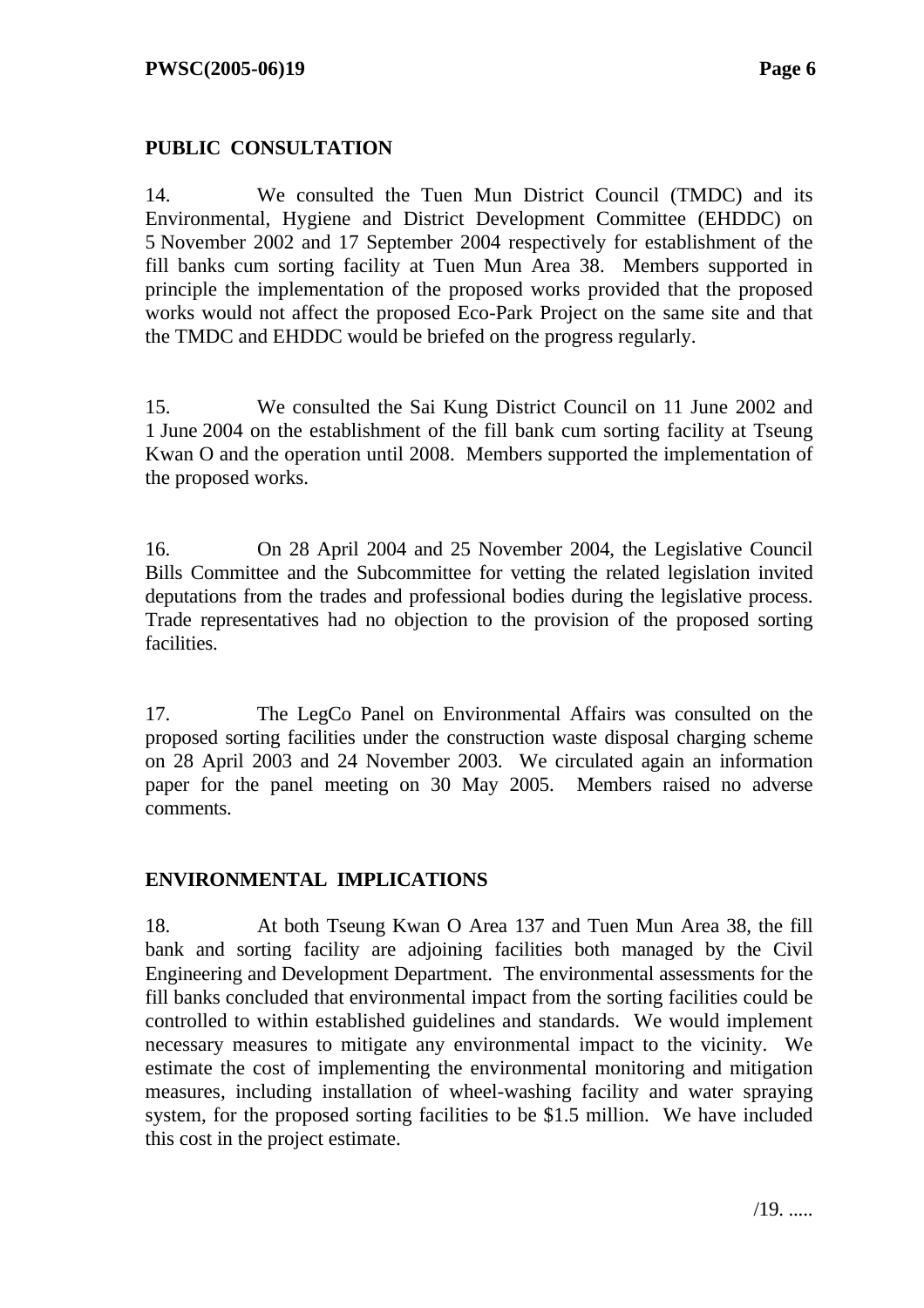**PUBLIC CONSULTATION**

14. We consulted the Tuen Mun District Council (TMDC) and its Environmental, Hygiene and District Development Committee (EHDDC) on 5 November 2002 and 17 September 2004 respectively for establishment of the fill banks cum sorting facility at Tuen Mun Area 38. Members supported in principle the implementation of the proposed works provided that the proposed works would not affect the proposed Eco-Park Project on the same site and that the TMDC and EHDDC would be briefed on the progress regularly.

15. We consulted the Sai Kung District Council on 11 June 2002 and 1 June 2004 on the establishment of the fill bank cum sorting facility at Tseung Kwan O and the operation until 2008. Members supported the implementation of the proposed works.

16. On 28 April 2004 and 25 November 2004, the Legislative Council Bills Committee and the Subcommittee for vetting the related legislation invited deputations from the trades and professional bodies during the legislative process. Trade representatives had no objection to the provision of the proposed sorting facilities.

17. The LegCo Panel on Environmental Affairs was consulted on the proposed sorting facilities under the construction waste disposal charging scheme on 28 April 2003 and 24 November 2003. We circulated again an information paper for the panel meeting on 30 May 2005. Members raised no adverse comments.

**ENVIRONMENTAL IMPLICATIONS**

18. At both Tseung Kwan O Area 137 and Tuen Mun Area 38, the fill bank and sorting facility are adjoining facilities both managed by the Civil Engineering and Development Department. The environmental assessments for the fill banks concluded that environmental impact from the sorting facilities could be controlled to within established guidelines and standards. We would implement necessary measures to mitigate any environmental impact to the vicinity. We estimate the cost of implementing the environmental monitoring and mitigation measures, including installation of wheel-washing facility and water spraying system, for the proposed sorting facilities to be $1.5 million. We have included this cost in the project estimate.

/19. .....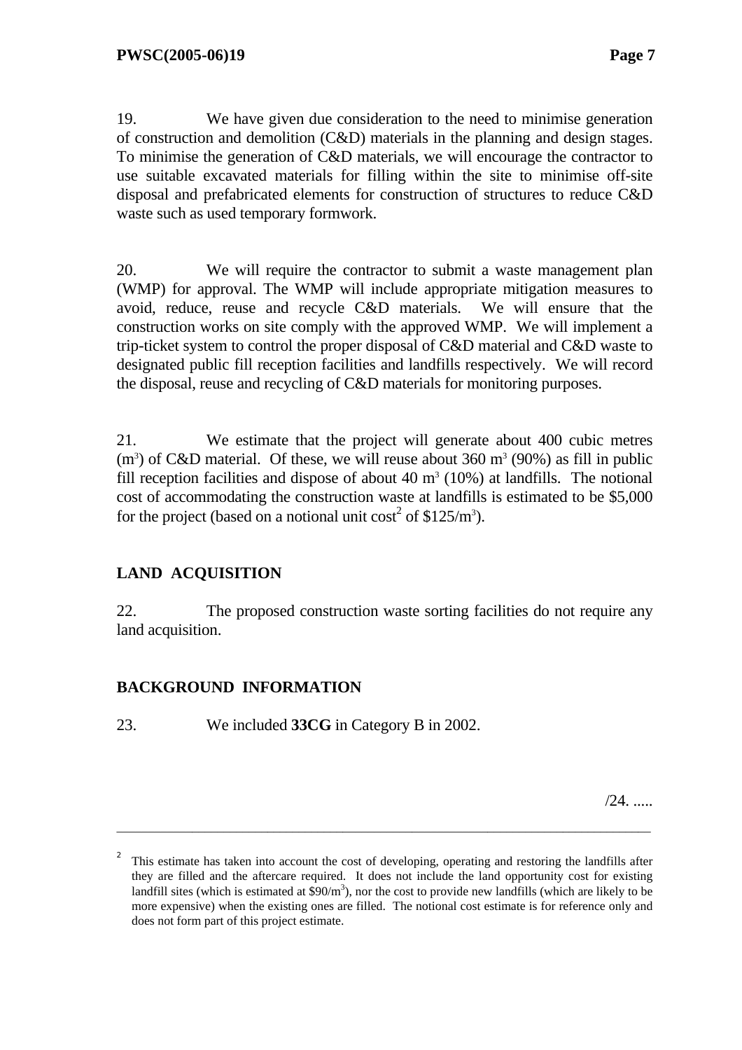19. We have given due consideration to the need to minimise generation of construction and demolition (C&D) materials in the planning and design stages. To minimise the generation of C&D materials, we will encourage the contractor to use suitable excavated materials for filling within the site to minimise off-site disposal and prefabricated elements for construction of structures to reduce C&D waste such as used temporary formwork.

20. We will require the contractor to submit a waste management plan (WMP) for approval. The WMP will include appropriate mitigation measures to avoid, reduce, reuse and recycle C&D materials. We will ensure that the construction works on site comply with the approved WMP. We will implement a trip-ticket system to control the proper disposal of C&D material and C&D waste to designated public fill reception facilities and landfills respectively. We will record the disposal, reuse and recycling of C&D materials for monitoring purposes.

21. We estimate that the project will generate about 400 cubic metres ($m^3$) of C&D material. Of these, we will reuse about 360 $m^3$ (90%) as fill in public fill reception facilities and dispose of about 40 $m^3$ (10%) at landfills. The notional cost of accommodating the construction waste at landfills is estimated to be $5,000 for the project (based on a notional unit cost[2] of $125/$m^3$).

## LAND ACQUISITION

22. The proposed construction waste sorting facilities do not require any land acquisition.

## BACKGROUND INFORMATION

23. We included **33CG** in Category B in 2002.

/24. .....

---

[2] This estimate has taken into account the cost of developing, operating and restoring the landfills after they are filled and the aftercare required. It does not include the land opportunity cost for existing landfill sites (which is estimated at $90/$m^3$), nor the cost to provide new landfills (which are likely to be more expensive) when the existing ones are filled. The notional cost estimate is for reference only and does not form part of this project estimate.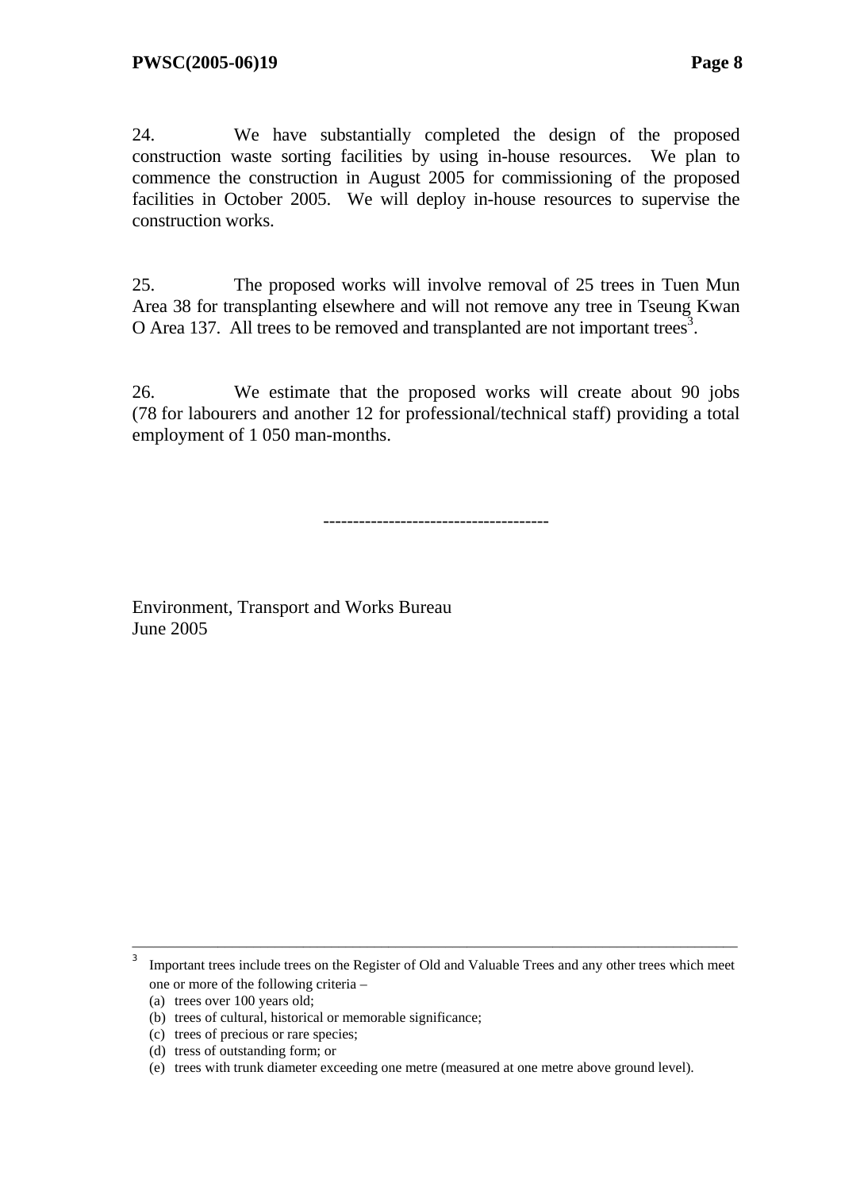24. We have substantially completed the design of the proposed construction waste sorting facilities by using in-house resources. We plan to commence the construction in August 2005 for commissioning of the proposed facilities in October 2005. We will deploy in-house resources to supervise the construction works.

25. The proposed works will involve removal of 25 trees in Tuen Mun Area 38 for transplanting elsewhere and will not remove any tree in Tseung Kwan O Area 137. All trees to be removed and transplanted are not important trees[3].

26. We estimate that the proposed works will create about 90 jobs (78 for labourers and another 12 for professional/technical staff) providing a total employment of 1 050 man-months.

-------------------------------------

Environment, Transport and Works Bureau
June 2005

---

[3] Important trees include trees on the Register of Old and Valuable Trees and any other trees which meet one or more of the following criteria –

(a) trees over 100 years old;
(b) trees of cultural, historical or memorable significance;
(c) trees of precious or rare species;
(d) tress of outstanding form; or
(e) trees with trunk diameter exceeding one metre (measured at one metre above ground level).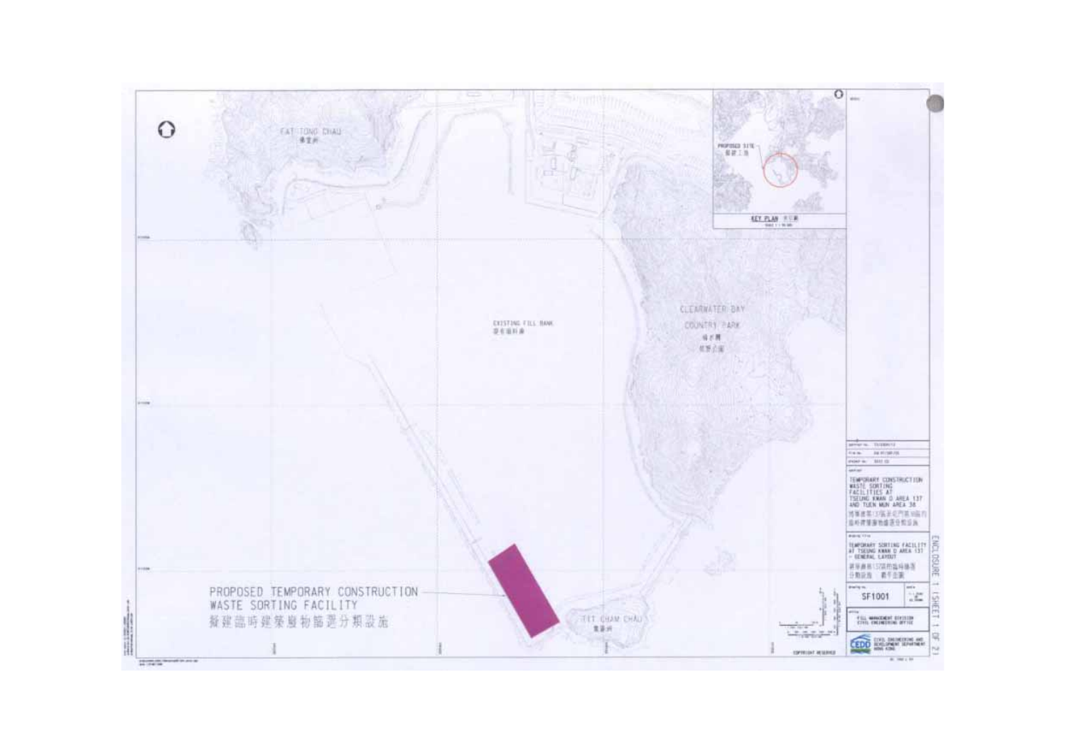FAT TONG CHAU
佛堂洲

EXISTING FILL BANK
現有填料庫

CLEARWATER BAY
COUNTRY PARK
清水灣
郊野公園

TIT CHAM CHAU
鐵砧洲

PROPOSED TEMPORARY CONSTRUCTION WASTE SORTING FACILITY
擬建臨時建築廢物篩選分類設施

PROPOSED SITE
擬建工地

KEY PLAN 索引圖

TEMPORARY CONSTRUCTION WASTE SORTING FACILITIES AT TSEUNG KWAN O AREA 137 AND TUEN MUN AREA 38

TEMPORARY SORTING FACILITY AT TSEUNG KWAN O AREA 137 - GENERAL LAYOUT

SF1001

FILL MANAGEMENT DIVISION
CIVIL ENGINEERING OFFICE

CEDD CIVIL ENGINEERING AND DEVELOPMENT DEPARTMENT HONG KONG

COPYRIGHT RESERVED

ENCLOSURE 1 (SHEET 1 OF 2)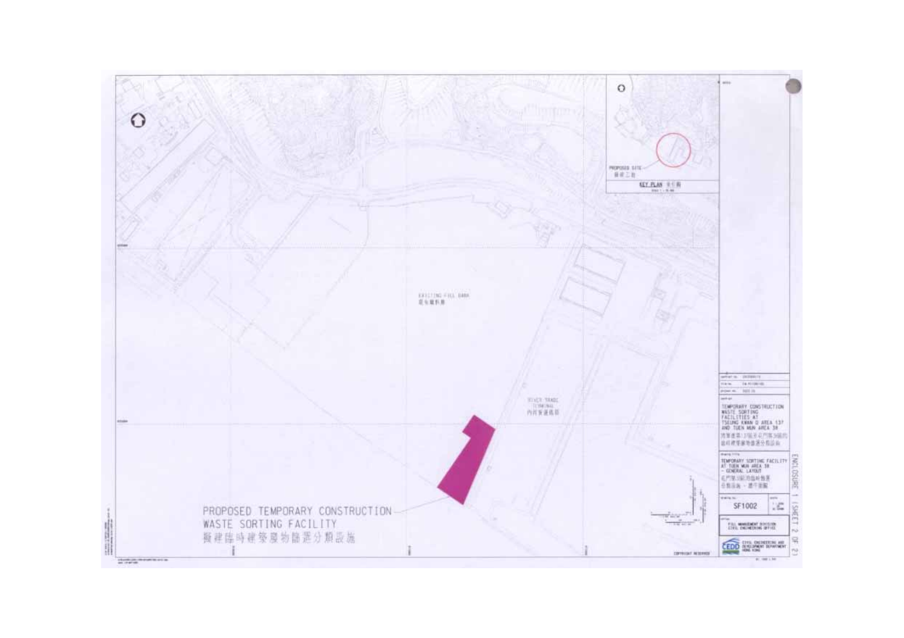PROPOSED TEMPORARY CONSTRUCTION WASTE SORTING FACILITY

擬建臨時建築廢物篩選分類設施

EXISTING FILL BANK

現有填料庫

RIVER TRADE TERMINAL

內河貨運碼頭

PROPOSED SITE

擬建工地

KEY PLAN 索引圖

TEMPORARY CONSTRUCTION WASTE SORTING FACILITIES AT TSEUNG KWAN O AREA 137 AND TUEN MUN AREA 38

將軍澳第137區及屯門第38區的臨時建築廢物篩選分類設施

TEMPORARY SORTING FACILITY AT TUEN MUN AREA 38 - GENERAL LAYOUT

屯門第38區的臨時篩選分類設施 - 總平面圖

SF1002

FILL MANAGEMENT DIVISION CIVIL ENGINEERING OFFICE

CEDD CIVIL ENGINEERING AND DEVELOPMENT DEPARTMENT HONG KONG

COPYRIGHT RESERVED

ENCLOSURE 1 (SHEET 2 OF 2)